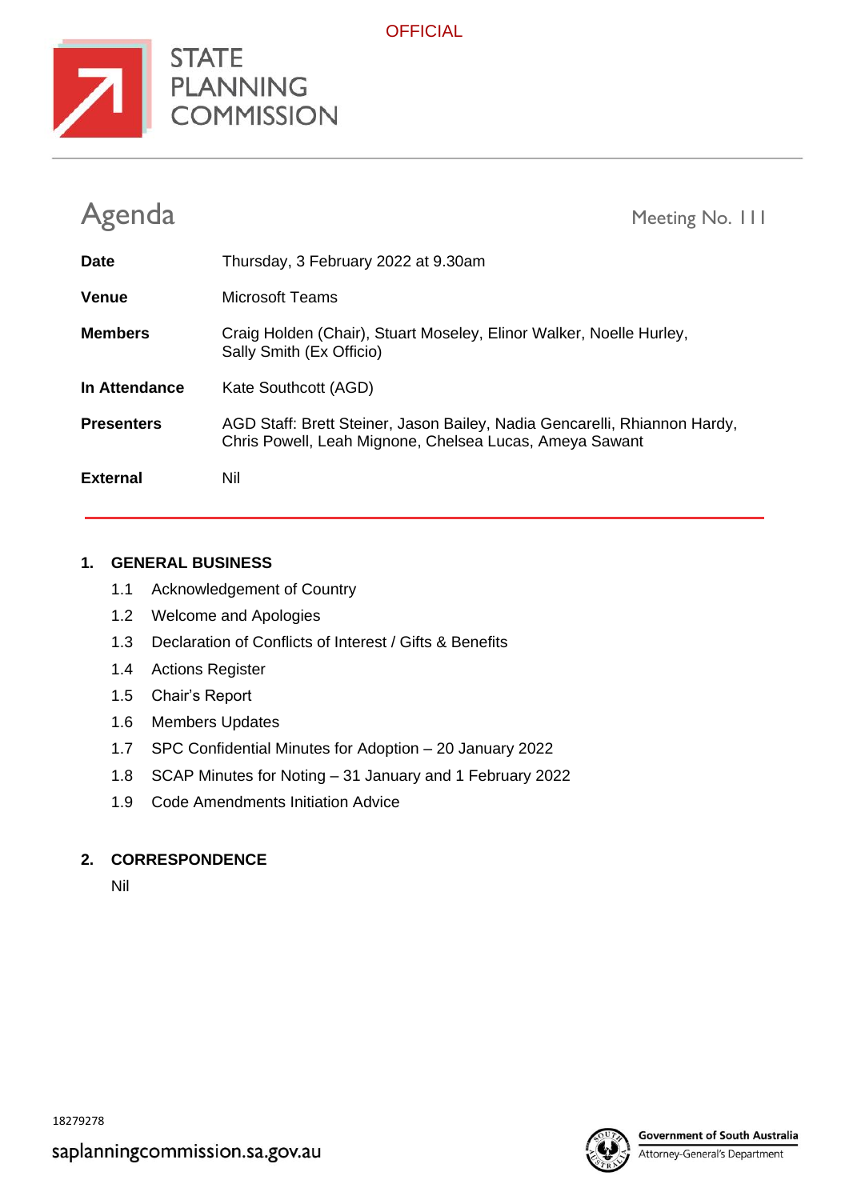OFFICIAL

STATE PLANNING COMMISSION

# Agenda

Meeting No. 111

| | |
|---|---|
| **Date** | Thursday, 3 February 2022 at 9.30am |
| **Venue** | Microsoft Teams |
| **Members** | Craig Holden (Chair), Stuart Moseley, Elinor Walker, Noelle Hurley, Sally Smith (Ex Officio) |
| **In Attendance** | Kate Southcott (AGD) |
| **Presenters** | AGD Staff: Brett Steiner, Jason Bailey, Nadia Gencarelli, Rhiannon Hardy, Chris Powell, Leah Mignone, Chelsea Lucas, Ameya Sawant |
| **External** | Nil |

## 1. GENERAL BUSINESS

1.1 Acknowledgement of Country

1.2 Welcome and Apologies

1.3 Declaration of Conflicts of Interest / Gifts & Benefits

1.4 Actions Register

1.5 Chair's Report

1.6 Members Updates

1.7 SPC Confidential Minutes for Adoption – 20 January 2022

1.8 SCAP Minutes for Noting – 31 January and 1 February 2022

1.9 Code Amendments Initiation Advice

## 2. CORRESPONDENCE

Nil

18279278

saplanningcommission.sa.gov.au

Government of South Australia
Attorney-General's Department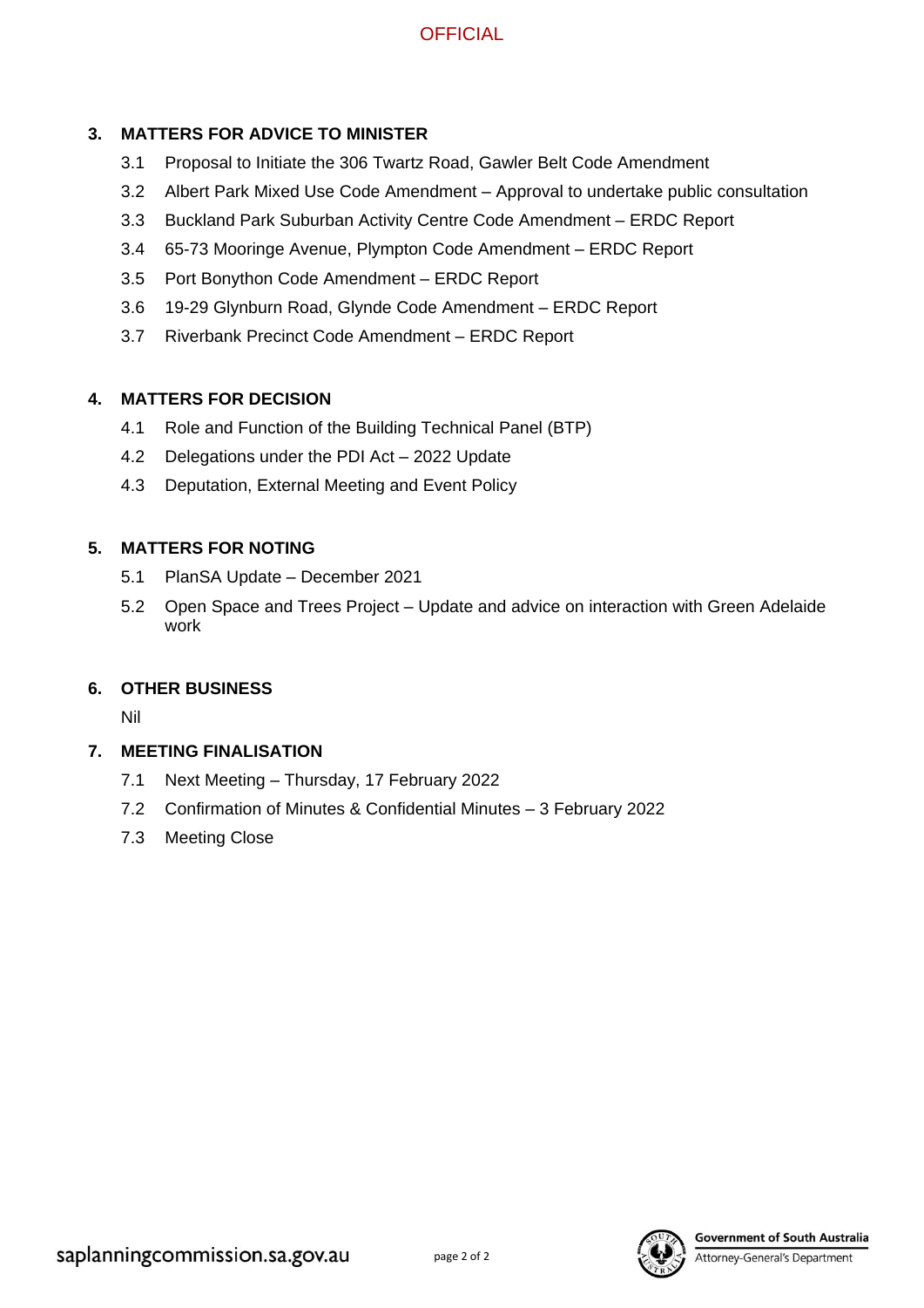## 3. MATTERS FOR ADVICE TO MINISTER

3.1 Proposal to Initiate the 306 Twartz Road, Gawler Belt Code Amendment

3.2 Albert Park Mixed Use Code Amendment – Approval to undertake public consultation

3.3 Buckland Park Suburban Activity Centre Code Amendment – ERDC Report

3.4 65-73 Mooringe Avenue, Plympton Code Amendment – ERDC Report

3.5 Port Bonython Code Amendment – ERDC Report

3.6 19-29 Glynburn Road, Glynde Code Amendment – ERDC Report

3.7 Riverbank Precinct Code Amendment – ERDC Report

## 4. MATTERS FOR DECISION

4.1 Role and Function of the Building Technical Panel (BTP)

4.2 Delegations under the PDI Act – 2022 Update

4.3 Deputation, External Meeting and Event Policy

## 5. MATTERS FOR NOTING

5.1 PlanSA Update – December 2021

5.2 Open Space and Trees Project – Update and advice on interaction with Green Adelaide work

## 6. OTHER BUSINESS

Nil

## 7. MEETING FINALISATION

7.1 Next Meeting – Thursday, 17 February 2022

7.2 Confirmation of Minutes & Confidential Minutes – 3 February 2022

7.3 Meeting Close